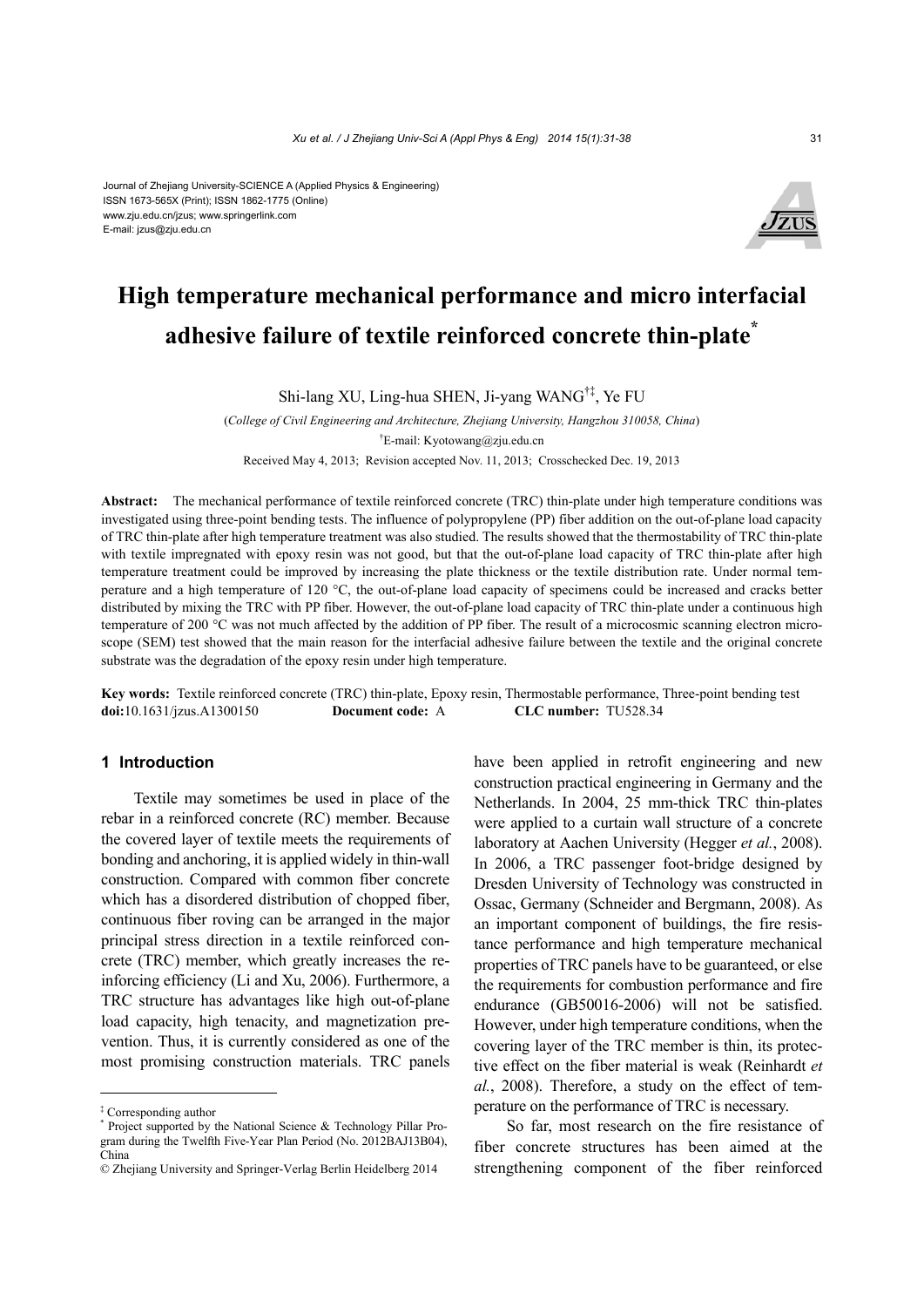Journal of Zhejiang University-SCIENCE A (Applied Physics & Engineering)
ISSN 1673-565X (Print); ISSN 1862-1775 (Online)
www.zju.edu.cn/jzus; www.springerlink.com
E-mail: jzus@zju.edu.cn

# High temperature mechanical performance and micro interfacial adhesive failure of textile reinforced concrete thin-plate[*]

Shi-lang XU, Ling-hua SHEN, Ji-yang WANG[†‡], Ye FU

(*College of Civil Engineering and Architecture, Zhejiang University, Hangzhou 310058, China*)

[†]E-mail: Kyotowang@zju.edu.cn

Received May 4, 2013; Revision accepted Nov. 11, 2013; Crosschecked Dec. 19, 2013

**Abstract:** The mechanical performance of textile reinforced concrete (TRC) thin-plate under high temperature conditions was investigated using three-point bending tests. The influence of polypropylene (PP) fiber addition on the out-of-plane load capacity of TRC thin-plate after high temperature treatment was also studied. The results showed that the thermostability of TRC thin-plate with textile impregnated with epoxy resin was not good, but that the out-of-plane load capacity of TRC thin-plate after high temperature treatment could be improved by increasing the plate thickness or the textile distribution rate. Under normal temperature and a high temperature of 120 °C, the out-of-plane load capacity of specimens could be increased and cracks better distributed by mixing the TRC with PP fiber. However, the out-of-plane load capacity of TRC thin-plate under a continuous high temperature of 200 °C was not much affected by the addition of PP fiber. The result of a microcosmic scanning electron microscope (SEM) test showed that the main reason for the interfacial adhesive failure between the textile and the original concrete substrate was the degradation of the epoxy resin under high temperature.

**Key words:** Textile reinforced concrete (TRC) thin-plate, Epoxy resin, Thermostable performance, Three-point bending test
**doi:**10.1631/jzus.A1300150 **Document code:** A **CLC number:** TU528.34

## 1 Introduction

Textile may sometimes be used in place of the rebar in a reinforced concrete (RC) member. Because the covered layer of textile meets the requirements of bonding and anchoring, it is applied widely in thin-wall construction. Compared with common fiber concrete which has a disordered distribution of chopped fiber, continuous fiber roving can be arranged in the major principal stress direction in a textile reinforced concrete (TRC) member, which greatly increases the reinforcing efficiency (Li and Xu, 2006). Furthermore, a TRC structure has advantages like high out-of-plane load capacity, high tenacity, and magnetization prevention. Thus, it is currently considered as one of the most promising construction materials. TRC panels have been applied in retrofit engineering and new construction practical engineering in Germany and the Netherlands. In 2004, 25 mm-thick TRC thin-plates were applied to a curtain wall structure of a concrete laboratory at Aachen University (Hegger *et al.*, 2008). In 2006, a TRC passenger foot-bridge designed by Dresden University of Technology was constructed in Ossac, Germany (Schneider and Bergmann, 2008). As an important component of buildings, the fire resistance performance and high temperature mechanical properties of TRC panels have to be guaranteed, or else the requirements for combustion performance and fire endurance (GB50016-2006) will not be satisfied. However, under high temperature conditions, when the covering layer of the TRC member is thin, its protective effect on the fiber material is weak (Reinhardt *et al.*, 2008). Therefore, a study on the effect of temperature on the performance of TRC is necessary.

So far, most research on the fire resistance of fiber concrete structures has been aimed at the strengthening component of the fiber reinforced

---

[‡] Corresponding author

[*] Project supported by the National Science & Technology Pillar Program during the Twelfth Five-Year Plan Period (No. 2012BAJ13B04), China

© Zhejiang University and Springer-Verlag Berlin Heidelberg 2014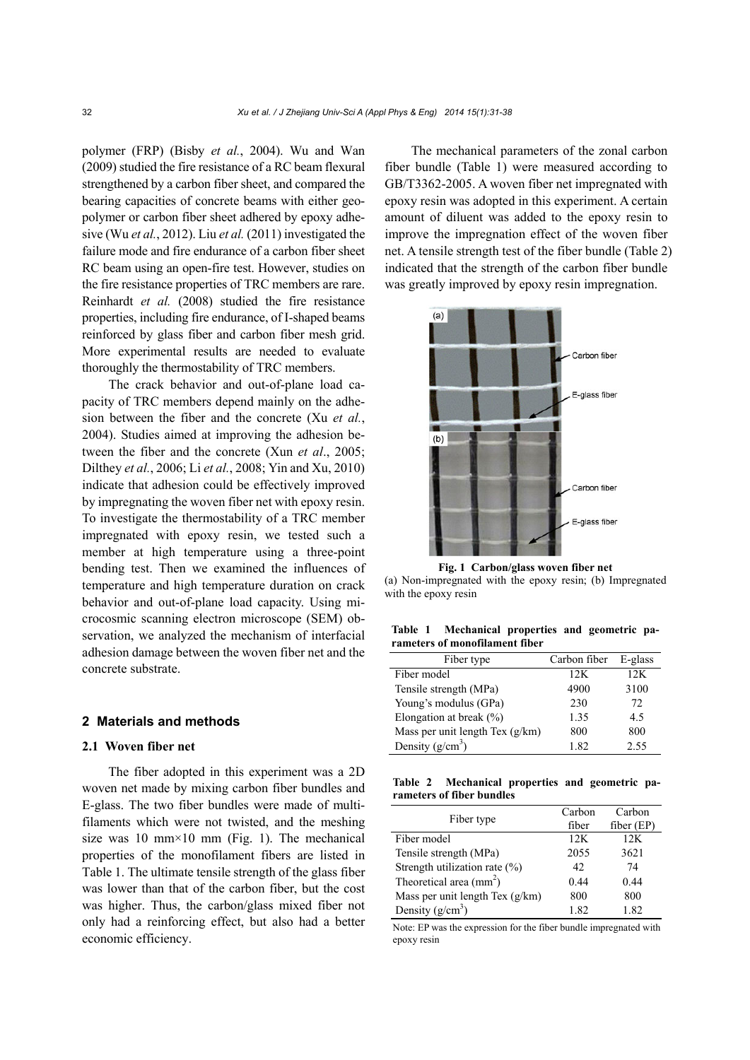polymer (FRP) (Bisby *et al.*, 2004). Wu and Wan (2009) studied the fire resistance of a RC beam flexural strengthened by a carbon fiber sheet, and compared the bearing capacities of concrete beams with either geopolymer or carbon fiber sheet adhered by epoxy adhesive (Wu *et al.*, 2012). Liu *et al.* (2011) investigated the failure mode and fire endurance of a carbon fiber sheet RC beam using an open-fire test. However, studies on the fire resistance properties of TRC members are rare. Reinhardt *et al.* (2008) studied the fire resistance properties, including fire endurance, of I-shaped beams reinforced by glass fiber and carbon fiber mesh grid. More experimental results are needed to evaluate thoroughly the thermostability of TRC members.

The crack behavior and out-of-plane load capacity of TRC members depend mainly on the adhesion between the fiber and the concrete (Xu *et al.*, 2004). Studies aimed at improving the adhesion between the fiber and the concrete (Xun *et al*., 2005; Dilthey *et al.*, 2006; Li *et al.*, 2008; Yin and Xu, 2010) indicate that adhesion could be effectively improved by impregnating the woven fiber net with epoxy resin. To investigate the thermostability of a TRC member impregnated with epoxy resin, we tested such a member at high temperature using a three-point bending test. Then we examined the influences of temperature and high temperature duration on crack behavior and out-of-plane load capacity. Using microcosmic scanning electron microscope (SEM) observation, we analyzed the mechanism of interfacial adhesion damage between the woven fiber net and the concrete substrate.

## 2 Materials and methods

### 2.1 Woven fiber net

The fiber adopted in this experiment was a 2D woven net made by mixing carbon fiber bundles and E-glass. The two fiber bundles were made of multifilaments which were not twisted, and the meshing size was 10 mm×10 mm (Fig. 1). The mechanical properties of the monofilament fibers are listed in Table 1. The ultimate tensile strength of the glass fiber was lower than that of the carbon fiber, but the cost was higher. Thus, the carbon/glass mixed fiber not only had a reinforcing effect, but also had a better economic efficiency.

The mechanical parameters of the zonal carbon fiber bundle (Table 1) were measured according to GB/T3362-2005. A woven fiber net impregnated with epoxy resin was adopted in this experiment. A certain amount of diluent was added to the epoxy resin to improve the impregnation effect of the woven fiber net. A tensile strength test of the fiber bundle (Table 2) indicated that the strength of the carbon fiber bundle was greatly improved by epoxy resin impregnation.

**Fig. 1 Carbon/glass woven fiber net**
(a) Non-impregnated with the epoxy resin; (b) Impregnated with the epoxy resin

**Table 1 Mechanical properties and geometric parameters of monofilament fiber**

| Fiber type | Carbon fiber | E-glass |
|---|---|---|
| Fiber model | 12K | 12K |
| Tensile strength (MPa) | 4900 | 3100 |
| Young's modulus (GPa) | 230 | 72 |
| Elongation at break (%) | 1.35 | 4.5 |
| Mass per unit length Tex (g/km) | 800 | 800 |
| Density (g/cm$^3$) | 1.82 | 2.55 |

**Table 2 Mechanical properties and geometric parameters of fiber bundles**

| Fiber type | Carbon fiber | Carbon fiber (EP) |
|---|---|---|
| Fiber model | 12K | 12K |
| Tensile strength (MPa) | 2055 | 3621 |
| Strength utilization rate (%) | 42 | 74 |
| Theoretical area (mm$^2$) | 0.44 | 0.44 |
| Mass per unit length Tex (g/km) | 800 | 800 |
| Density (g/cm$^3$) | 1.82 | 1.82 |

Note: EP was the expression for the fiber bundle impregnated with epoxy resin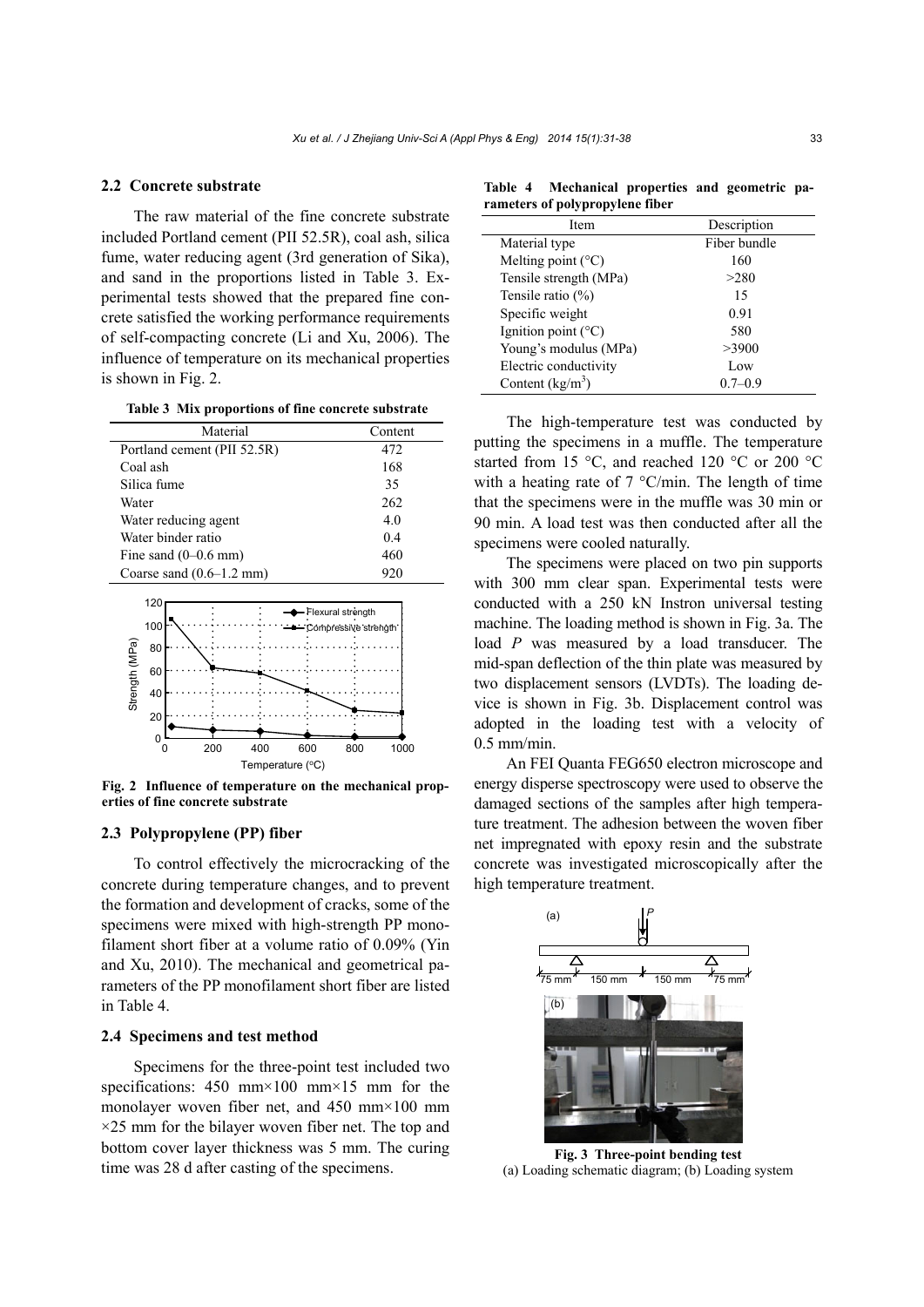### 2.2 Concrete substrate

The raw material of the fine concrete substrate included Portland cement (PII 52.5R), coal ash, silica fume, water reducing agent (3rd generation of Sika), and sand in the proportions listed in Table 3. Experimental tests showed that the prepared fine concrete satisfied the working performance requirements of self-compacting concrete (Li and Xu, 2006). The influence of temperature on its mechanical properties is shown in Fig. 2.

**Table 3 Mix proportions of fine concrete substrate**

| Material | Content |
|---|---|
| Portland cement (PII 52.5R) | 472 |
| Coal ash | 168 |
| Silica fume | 35 |
| Water | 262 |
| Water reducing agent | 4.0 |
| Water binder ratio | 0.4 |
| Fine sand (0–0.6 mm) | 460 |
| Coarse sand (0.6–1.2 mm) | 920 |

**Fig. 2 Influence of temperature on the mechanical properties of fine concrete substrate**

### 2.3 Polypropylene (PP) fiber

To control effectively the microcracking of the concrete during temperature changes, and to prevent the formation and development of cracks, some of the specimens were mixed with high-strength PP monofilament short fiber at a volume ratio of 0.09% (Yin and Xu, 2010). The mechanical and geometrical parameters of the PP monofilament short fiber are listed in Table 4.

### 2.4 Specimens and test method

Specimens for the three-point test included two specifications: 450 mm×100 mm×15 mm for the monolayer woven fiber net, and 450 mm×100 mm ×25 mm for the bilayer woven fiber net. The top and bottom cover layer thickness was 5 mm. The curing time was 28 d after casting of the specimens.

**Table 4 Mechanical properties and geometric parameters of polypropylene fiber**

| Item | Description |
|---|---|
| Material type | Fiber bundle |
| Melting point (°C) | 160 |
| Tensile strength (MPa) | >280 |
| Tensile ratio (%) | 15 |
| Specific weight | 0.91 |
| Ignition point (°C) | 580 |
| Young's modulus (MPa) | >3900 |
| Electric conductivity | Low |
| Content (kg/m$^3$) | 0.7–0.9 |

The high-temperature test was conducted by putting the specimens in a muffle. The temperature started from 15 °C, and reached 120 °C or 200 °C with a heating rate of 7 °C/min. The length of time that the specimens were in the muffle was 30 min or 90 min. A load test was then conducted after all the specimens were cooled naturally.

The specimens were placed on two pin supports with 300 mm clear span. Experimental tests were conducted with a 250 kN Instron universal testing machine. The loading method is shown in Fig. 3a. The load $P$ was measured by a load transducer. The mid-span deflection of the thin plate was measured by two displacement sensors (LVDTs). The loading device is shown in Fig. 3b. Displacement control was adopted in the loading test with a velocity of 0.5 mm/min.

An FEI Quanta FEG650 electron microscope and energy disperse spectroscopy were used to observe the damaged sections of the samples after high temperature treatment. The adhesion between the woven fiber net impregnated with epoxy resin and the substrate concrete was investigated microscopically after the high temperature treatment.

**Fig. 3 Three-point bending test**
(a) Loading schematic diagram; (b) Loading system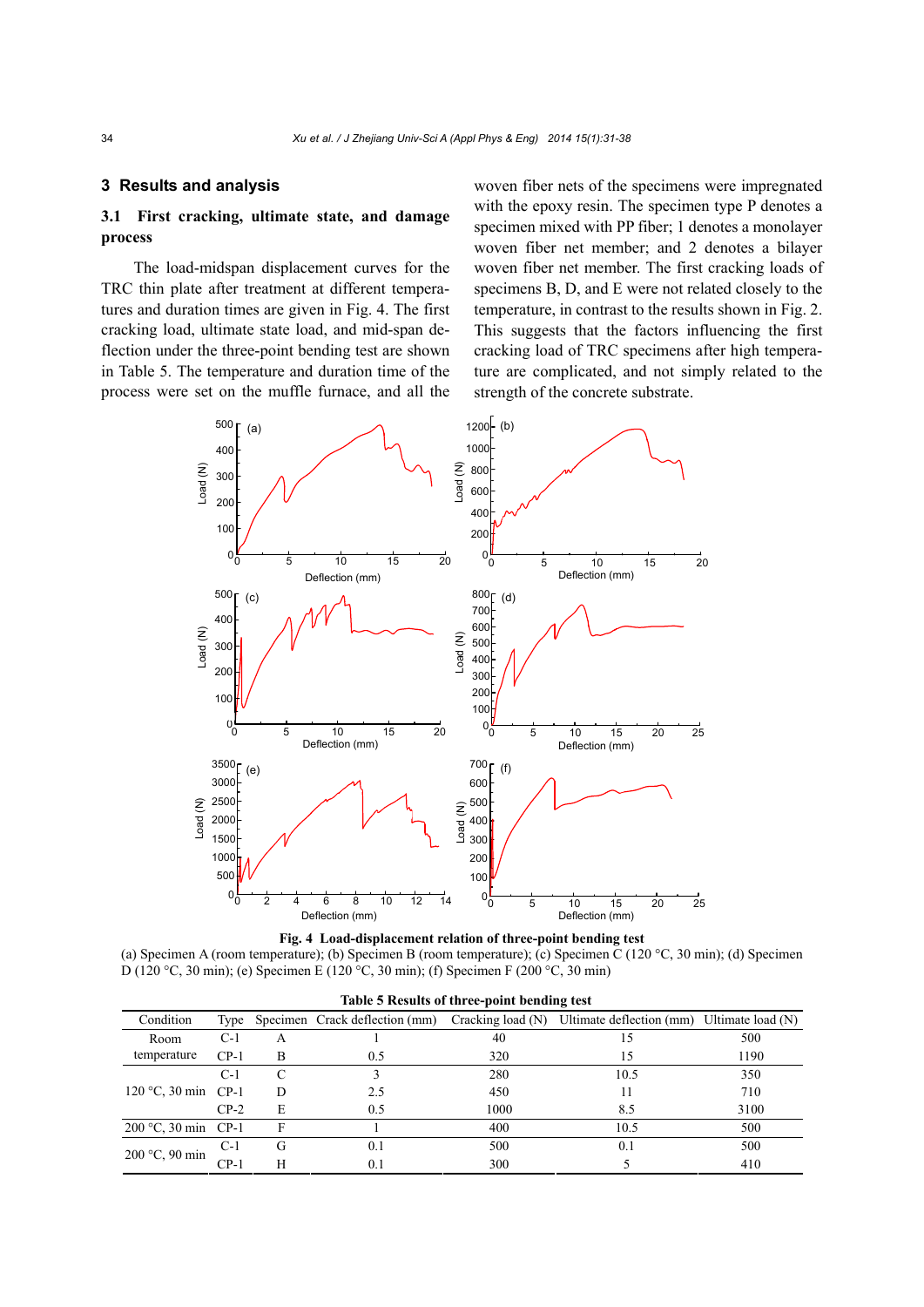## 3 Results and analysis

### 3.1 First cracking, ultimate state, and damage process

The load-midspan displacement curves for the TRC thin plate after treatment at different temperatures and duration times are given in Fig. 4. The first cracking load, ultimate state load, and mid-span deflection under the three-point bending test are shown in Table 5. The temperature and duration time of the process were set on the muffle furnace, and all the woven fiber nets of the specimens were impregnated with the epoxy resin. The specimen type P denotes a specimen mixed with PP fiber; 1 denotes a monolayer woven fiber net member; and 2 denotes a bilayer woven fiber net member. The first cracking loads of specimens B, D, and E were not related closely to the temperature, in contrast to the results shown in Fig. 2. This suggests that the factors influencing the first cracking load of TRC specimens after high temperature are complicated, and not simply related to the strength of the concrete substrate.

**Fig. 4 Load-displacement relation of three-point bending test**

(a) Specimen A (room temperature); (b) Specimen B (room temperature); (c) Specimen C (120 °C, 30 min); (d) Specimen D (120 °C, 30 min); (e) Specimen E (120 °C, 30 min); (f) Specimen F (200 °C, 30 min)

**Table 5 Results of three-point bending test**

| Condition | Type | Specimen | Crack deflection (mm) | Cracking load (N) | Ultimate deflection (mm) | Ultimate load (N) |
|---|---|---|---|---|---|---|
| Room temperature | C-1 | A | 1 | 40 | 15 | 500 |
| | CP-1 | B | 0.5 | 320 | 15 | 1190 |
| 120 °C, 30 min | C-1 | C | 3 | 280 | 10.5 | 350 |
| | CP-1 | D | 2.5 | 450 | 11 | 710 |
| | CP-2 | E | 0.5 | 1000 | 8.5 | 3100 |
| 200 °C, 30 min | CP-1 | F | 1 | 400 | 10.5 | 500 |
| 200 °C, 90 min | C-1 | G | 0.1 | 500 | 0.1 | 500 |
| | CP-1 | H | 0.1 | 300 | 5 | 410 |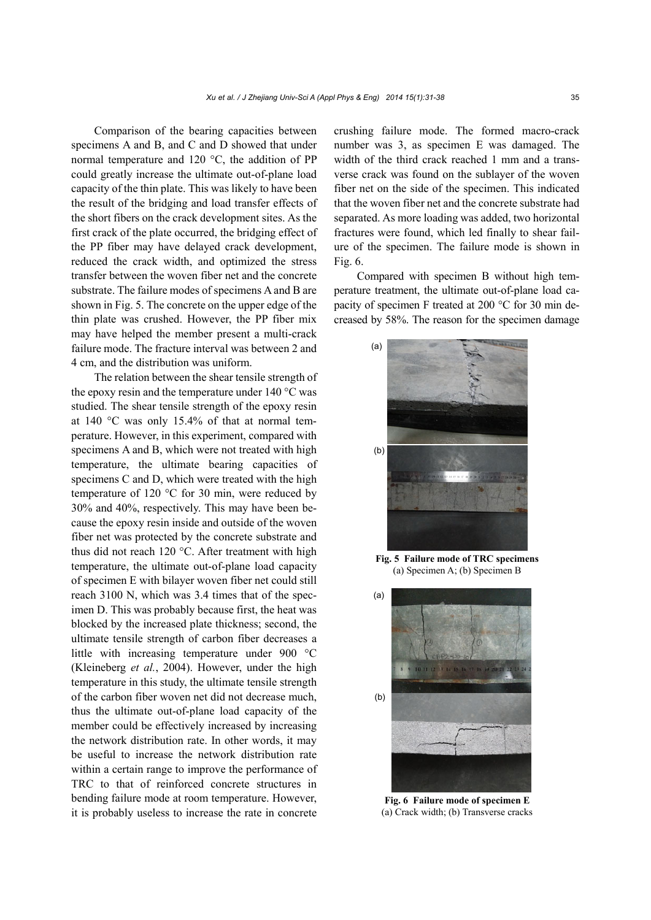Comparison of the bearing capacities between specimens A and B, and C and D showed that under normal temperature and 120 °C, the addition of PP could greatly increase the ultimate out-of-plane load capacity of the thin plate. This was likely to have been the result of the bridging and load transfer effects of the short fibers on the crack development sites. As the first crack of the plate occurred, the bridging effect of the PP fiber may have delayed crack development, reduced the crack width, and optimized the stress transfer between the woven fiber net and the concrete substrate. The failure modes of specimens A and B are shown in Fig. 5. The concrete on the upper edge of the thin plate was crushed. However, the PP fiber mix may have helped the member present a multi-crack failure mode. The fracture interval was between 2 and 4 cm, and the distribution was uniform.

The relation between the shear tensile strength of the epoxy resin and the temperature under 140 °C was studied. The shear tensile strength of the epoxy resin at 140 °C was only 15.4% of that at normal temperature. However, in this experiment, compared with specimens A and B, which were not treated with high temperature, the ultimate bearing capacities of specimens C and D, which were treated with the high temperature of 120 °C for 30 min, were reduced by 30% and 40%, respectively. This may have been because the epoxy resin inside and outside of the woven fiber net was protected by the concrete substrate and thus did not reach 120 °C. After treatment with high temperature, the ultimate out-of-plane load capacity of specimen E with bilayer woven fiber net could still reach 3100 N, which was 3.4 times that of the specimen D. This was probably because first, the heat was blocked by the increased plate thickness; second, the ultimate tensile strength of carbon fiber decreases a little with increasing temperature under 900 °C (Kleineberg *et al.*, 2004). However, under the high temperature in this study, the ultimate tensile strength of the carbon fiber woven net did not decrease much, thus the ultimate out-of-plane load capacity of the member could be effectively increased by increasing the network distribution rate. In other words, it may be useful to increase the network distribution rate within a certain range to improve the performance of TRC to that of reinforced concrete structures in bending failure mode at room temperature. However, it is probably useless to increase the rate in concrete crushing failure mode. The formed macro-crack number was 3, as specimen E was damaged. The width of the third crack reached 1 mm and a transverse crack was found on the sublayer of the woven fiber net on the side of the specimen. This indicated that the woven fiber net and the concrete substrate had separated. As more loading was added, two horizontal fractures were found, which led finally to shear failure of the specimen. The failure mode is shown in Fig. 6.

Compared with specimen B without high temperature treatment, the ultimate out-of-plane load capacity of specimen F treated at 200 °C for 30 min decreased by 58%. The reason for the specimen damage

**Fig. 5 Failure mode of TRC specimens**
(a) Specimen A; (b) Specimen B

**Fig. 6 Failure mode of specimen E**
(a) Crack width; (b) Transverse cracks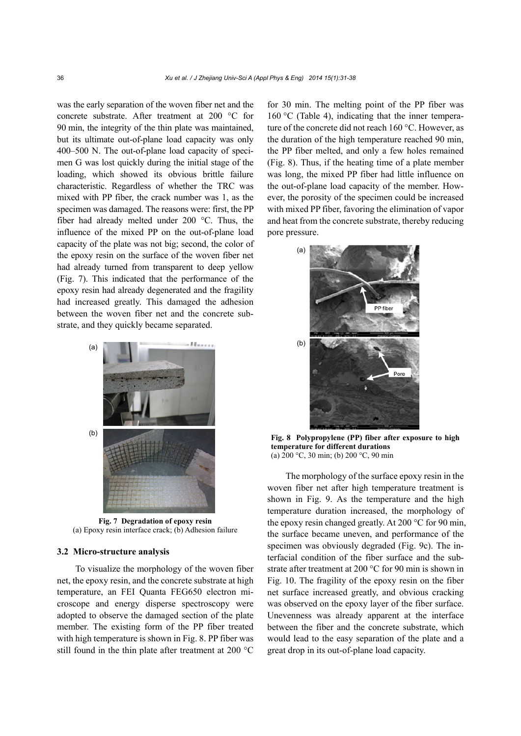was the early separation of the woven fiber net and the concrete substrate. After treatment at 200 °C for 90 min, the integrity of the thin plate was maintained, but its ultimate out-of-plane load capacity was only 400–500 N. The out-of-plane load capacity of specimen G was lost quickly during the initial stage of the loading, which showed its obvious brittle failure characteristic. Regardless of whether the TRC was mixed with PP fiber, the crack number was 1, as the specimen was damaged. The reasons were: first, the PP fiber had already melted under 200 °C. Thus, the influence of the mixed PP on the out-of-plane load capacity of the plate was not big; second, the color of the epoxy resin on the surface of the woven fiber net had already turned from transparent to deep yellow (Fig. 7). This indicated that the performance of the epoxy resin had already degenerated and the fragility had increased greatly. This damaged the adhesion between the woven fiber net and the concrete substrate, and they quickly became separated.

**Fig. 7 Degradation of epoxy resin**
(a) Epoxy resin interface crack; (b) Adhesion failure

### 3.2 Micro-structure analysis

To visualize the morphology of the woven fiber net, the epoxy resin, and the concrete substrate at high temperature, an FEI Quanta FEG650 electron microscope and energy disperse spectroscopy were adopted to observe the damaged section of the plate member. The existing form of the PP fiber treated with high temperature is shown in Fig. 8. PP fiber was still found in the thin plate after treatment at 200 °C for 30 min. The melting point of the PP fiber was 160 °C (Table 4), indicating that the inner temperature of the concrete did not reach 160 °C. However, as the duration of the high temperature reached 90 min, the PP fiber melted, and only a few holes remained (Fig. 8). Thus, if the heating time of a plate member was long, the mixed PP fiber had little influence on the out-of-plane load capacity of the member. However, the porosity of the specimen could be increased with mixed PP fiber, favoring the elimination of vapor and heat from the concrete substrate, thereby reducing pore pressure.

**Fig. 8 Polypropylene (PP) fiber after exposure to high temperature for different durations**
(a) 200 °C, 30 min; (b) 200 °C, 90 min

The morphology of the surface epoxy resin in the woven fiber net after high temperature treatment is shown in Fig. 9. As the temperature and the high temperature duration increased, the morphology of the epoxy resin changed greatly. At 200 °C for 90 min, the surface became uneven, and performance of the specimen was obviously degraded (Fig. 9c). The interfacial condition of the fiber surface and the substrate after treatment at 200 °C for 90 min is shown in Fig. 10. The fragility of the epoxy resin on the fiber net surface increased greatly, and obvious cracking was observed on the epoxy layer of the fiber surface. Unevenness was already apparent at the interface between the fiber and the concrete substrate, which would lead to the easy separation of the plate and a great drop in its out-of-plane load capacity.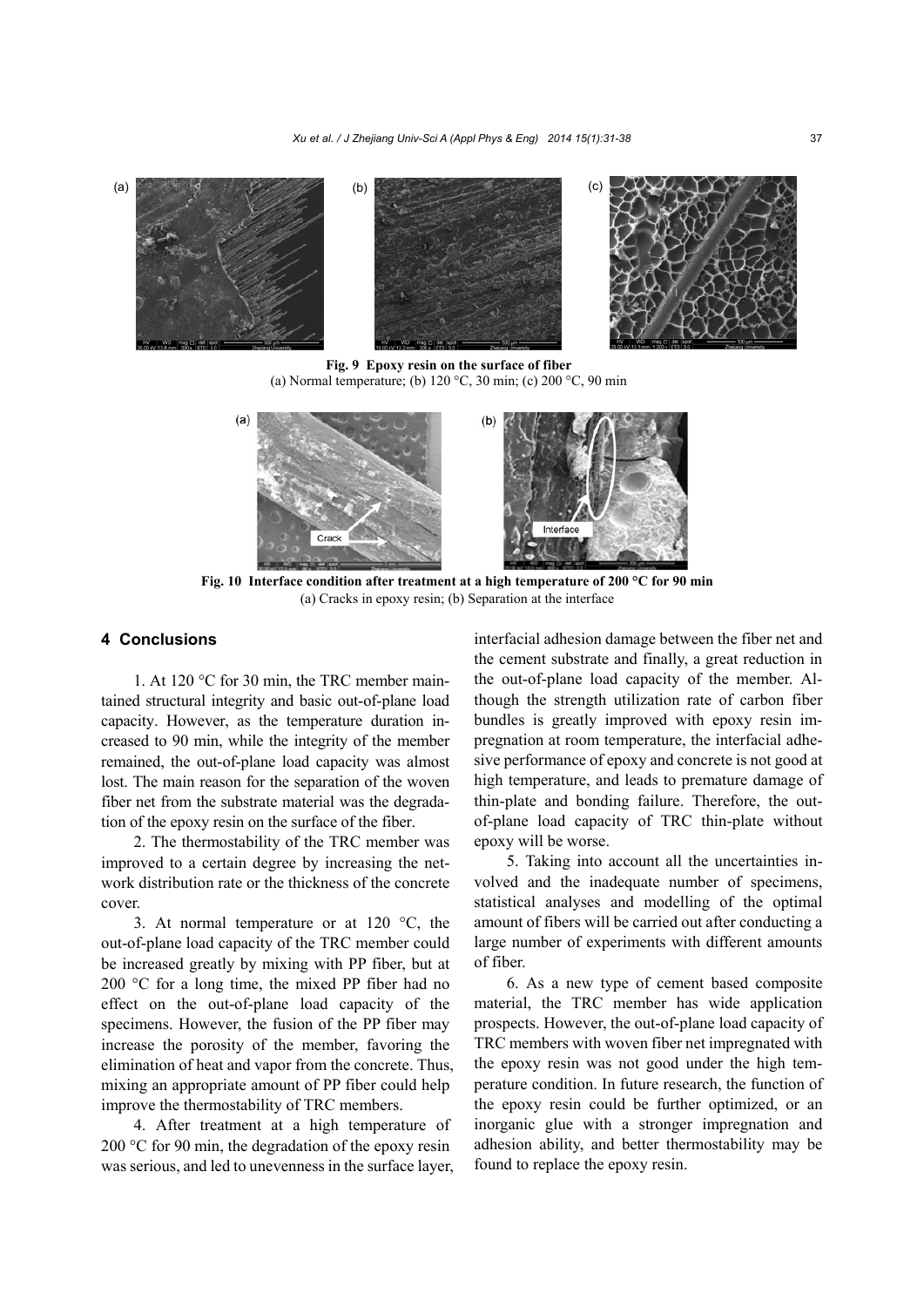Fig. 9 Epoxy resin on the surface of fiber

(a) Normal temperature; (b) 120 °C, 30 min; (c) 200 °C, 90 min

Fig. 10 Interface condition after treatment at a high temperature of 200 °C for 90 min

(a) Cracks in epoxy resin; (b) Separation at the interface

## 4 Conclusions

1. At 120 °C for 30 min, the TRC member maintained structural integrity and basic out-of-plane load capacity. However, as the temperature duration increased to 90 min, while the integrity of the member remained, the out-of-plane load capacity was almost lost. The main reason for the separation of the woven fiber net from the substrate material was the degradation of the epoxy resin on the surface of the fiber.

2. The thermostability of the TRC member was improved to a certain degree by increasing the network distribution rate or the thickness of the concrete cover.

3. At normal temperature or at 120 °C, the out-of-plane load capacity of the TRC member could be increased greatly by mixing with PP fiber, but at 200 °C for a long time, the mixed PP fiber had no effect on the out-of-plane load capacity of the specimens. However, the fusion of the PP fiber may increase the porosity of the member, favoring the elimination of heat and vapor from the concrete. Thus, mixing an appropriate amount of PP fiber could help improve the thermostability of TRC members.

4. After treatment at a high temperature of 200 °C for 90 min, the degradation of the epoxy resin was serious, and led to unevenness in the surface layer, interfacial adhesion damage between the fiber net and the cement substrate and finally, a great reduction in the out-of-plane load capacity of the member. Although the strength utilization rate of carbon fiber bundles is greatly improved with epoxy resin impregnation at room temperature, the interfacial adhesive performance of epoxy and concrete is not good at high temperature, and leads to premature damage of thin-plate and bonding failure. Therefore, the out-of-plane load capacity of TRC thin-plate without epoxy will be worse.

5. Taking into account all the uncertainties involved and the inadequate number of specimens, statistical analyses and modelling of the optimal amount of fibers will be carried out after conducting a large number of experiments with different amounts of fiber.

6. As a new type of cement based composite material, the TRC member has wide application prospects. However, the out-of-plane load capacity of TRC members with woven fiber net impregnated with the epoxy resin was not good under the high temperature condition. In future research, the function of the epoxy resin could be further optimized, or an inorganic glue with a stronger impregnation and adhesion ability, and better thermostability may be found to replace the epoxy resin.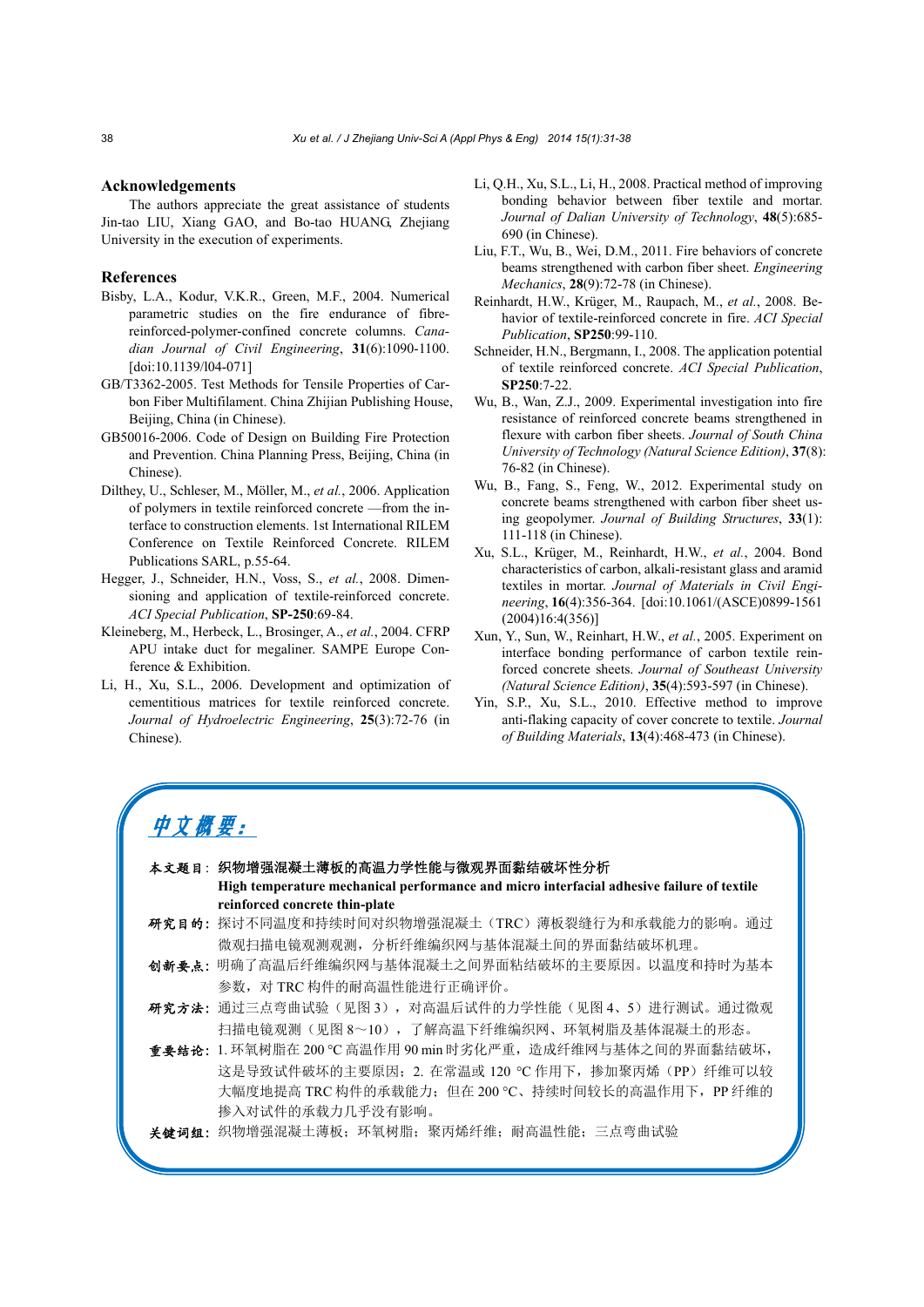## Acknowledgements

The authors appreciate the great assistance of students Jin-tao LIU, Xiang GAO, and Bo-tao HUANG, Zhejiang University in the execution of experiments.

## References

Bisby, L.A., Kodur, V.K.R., Green, M.F., 2004. Numerical parametric studies on the fire endurance of fibre-reinforced-polymer-confined concrete columns. *Canadian Journal of Civil Engineering*, **31**(6):1090-1100. [doi:10.1139/l04-071]

GB/T3362-2005. Test Methods for Tensile Properties of Carbon Fiber Multifilament. China Zhijian Publishing House, Beijing, China (in Chinese).

GB50016-2006. Code of Design on Building Fire Protection and Prevention. China Planning Press, Beijing, China (in Chinese).

Dilthey, U., Schleser, M., Möller, M., *et al.*, 2006. Application of polymers in textile reinforced concrete —from the interface to construction elements. 1st International RILEM Conference on Textile Reinforced Concrete. RILEM Publications SARL, p.55-64.

Hegger, J., Schneider, H.N., Voss, S., *et al.*, 2008. Dimensioning and application of textile-reinforced concrete. *ACI Special Publication*, **SP-250**:69-84.

Kleineberg, M., Herbeck, L., Brosinger, A., *et al.*, 2004. CFRP APU intake duct for megaliner. SAMPE Europe Conference & Exhibition.

Li, H., Xu, S.L., 2006. Development and optimization of cementitious matrices for textile reinforced concrete. *Journal of Hydroelectric Engineering*, **25**(3):72-76 (in Chinese).

Li, Q.H., Xu, S.L., Li, H., 2008. Practical method of improving bonding behavior between fiber textile and mortar. *Journal of Dalian University of Technology*, **48**(5):685-690 (in Chinese).

Liu, F.T., Wu, B., Wei, D.M., 2011. Fire behaviors of concrete beams strengthened with carbon fiber sheet. *Engineering Mechanics*, **28**(9):72-78 (in Chinese).

Reinhardt, H.W., Krüger, M., Raupach, M., *et al.*, 2008. Behavior of textile-reinforced concrete in fire. *ACI Special Publication*, **SP250**:99-110.

Schneider, H.N., Bergmann, I., 2008. The application potential of textile reinforced concrete. *ACI Special Publication*, **SP250**:7-22.

Wu, B., Wan, Z.J., 2009. Experimental investigation into fire resistance of reinforced concrete beams strengthened in flexure with carbon fiber sheets. *Journal of South China University of Technology (Natural Science Edition)*, **37**(8): 76-82 (in Chinese).

Wu, B., Fang, S., Feng, W., 2012. Experimental study on concrete beams strengthened with carbon fiber sheet using geopolymer. *Journal of Building Structures*, **33**(1): 111-118 (in Chinese).

Xu, S.L., Krüger, M., Reinhardt, H.W., *et al.*, 2004. Bond characteristics of carbon, alkali-resistant glass and aramid textiles in mortar. *Journal of Materials in Civil Engineering*, **16**(4):356-364. [doi:10.1061/(ASCE)0899-1561 (2004)16:4(356)]

Xun, Y., Sun, W., Reinhart, H.W., *et al.*, 2005. Experiment on interface bonding performance of carbon textile reinforced concrete sheets. *Journal of Southeast University (Natural Science Edition)*, **35**(4):593-597 (in Chinese).

Yin, S.P., Xu, S.L., 2010. Effective method to improve anti-flaking capacity of cover concrete to textile. *Journal of Building Materials*, **13**(4):468-473 (in Chinese).

## 中文概要：

**本文题目：** 织物增强混凝土薄板的高温力学性能与微观界面黏结破坏性分析
**High temperature mechanical performance and micro interfacial adhesive failure of textile reinforced concrete thin-plate**

**研究目的：** 探讨不同温度和持续时间对织物增强混凝土（TRC）薄板裂缝行为和承载能力的影响。通过微观扫描电镜观测观测，分析纤维编织网与基体混凝土间的界面黏结破坏机理。

**创新要点：** 明确了高温后纤维编织网与基体混凝土之间界面粘结破坏的主要原因。以温度和持时为基本参数，对 TRC 构件的耐高温性能进行正确评价。

**研究方法：** 通过三点弯曲试验（见图 3），对高温后试件的力学性能（见图 4、5）进行测试。通过微观扫描电镜观测（见图 8～10），了解高温下纤维编织网、环氧树脂及基体混凝土的形态。

**重要结论：** 1. 环氧树脂在 200 °C 高温作用 90 min 时劣化严重，造成纤维网与基体之间的界面黏结破坏，这是导致试件破坏的主要原因；2. 在常温或 120 °C 作用下，掺加聚丙烯（PP）纤维可以较大幅度地提高 TRC 构件的承载能力；但在 200 °C、持续时间较长的高温作用下，PP 纤维的掺入对试件的承载力几乎没有影响。

**关键词组：** 织物增强混凝土薄板；环氧树脂；聚丙烯纤维；耐高温性能；三点弯曲试验